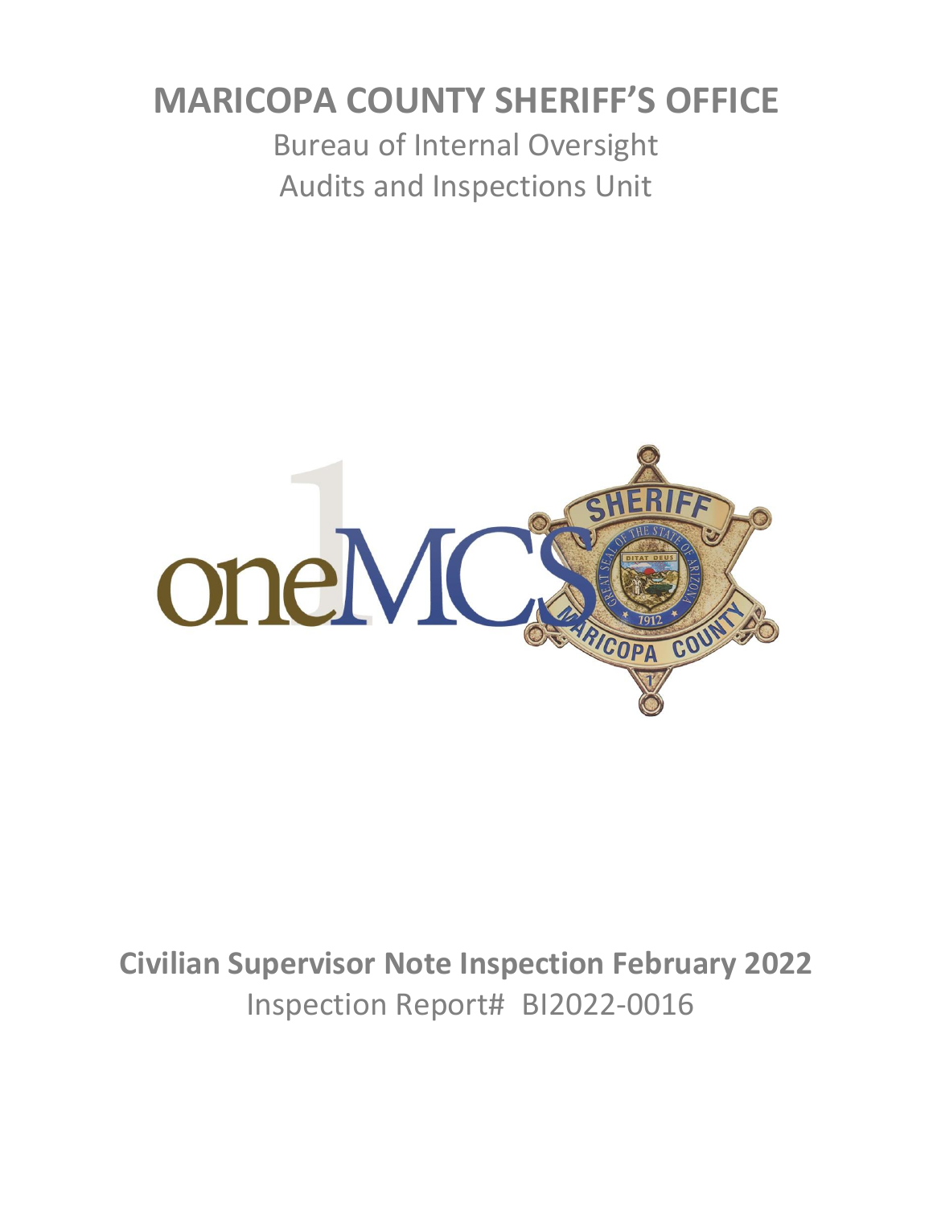# MARICOPA COUNTY SHERIFF'S OFFICE

Bureau of Internal Oversight
Audits and Inspections Unit

## Civilian Supervisor Note Inspection February 2022

Inspection Report# BI2022-0016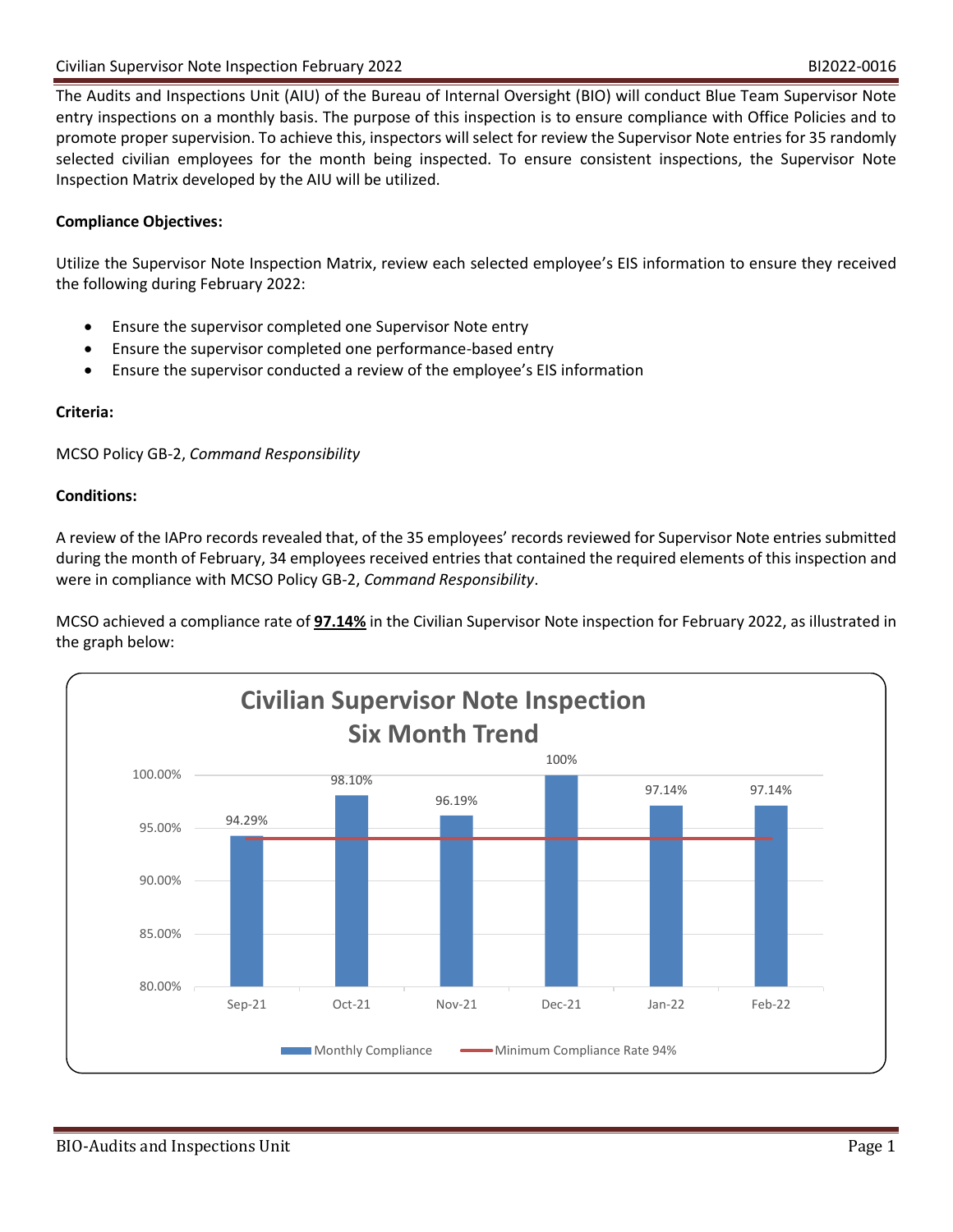The Audits and Inspections Unit (AIU) of the Bureau of Internal Oversight (BIO) will conduct Blue Team Supervisor Note entry inspections on a monthly basis. The purpose of this inspection is to ensure compliance with Office Policies and to promote proper supervision. To achieve this, inspectors will select for review the Supervisor Note entries for 35 randomly selected civilian employees for the month being inspected. To ensure consistent inspections, the Supervisor Note Inspection Matrix developed by the AIU will be utilized.

**Compliance Objectives:**

Utilize the Supervisor Note Inspection Matrix, review each selected employee's EIS information to ensure they received the following during February 2022:

- Ensure the supervisor completed one Supervisor Note entry
- Ensure the supervisor completed one performance-based entry
- Ensure the supervisor conducted a review of the employee's EIS information

**Criteria:**

MCSO Policy GB-2, *Command Responsibility*

**Conditions:**

A review of the IAPro records revealed that, of the 35 employees' records reviewed for Supervisor Note entries submitted during the month of February, 34 employees received entries that contained the required elements of this inspection and were in compliance with MCSO Policy GB-2, *Command Responsibility*.

MCSO achieved a compliance rate of **97.14%** in the Civilian Supervisor Note inspection for February 2022, as illustrated in the graph below:

**Civilian Supervisor Note Inspection Six Month Trend**

| Month | Monthly Compliance | Minimum Compliance Rate 94% |
|---|---|---|
| Sep-21 | 94.29% | 94% |
| Oct-21 | 98.10% | 94% |
| Nov-21 | 96.19% | 94% |
| Dec-21 | 100% | 94% |
| Jan-22 | 97.14% | 94% |
| Feb-22 | 97.14% | 94% |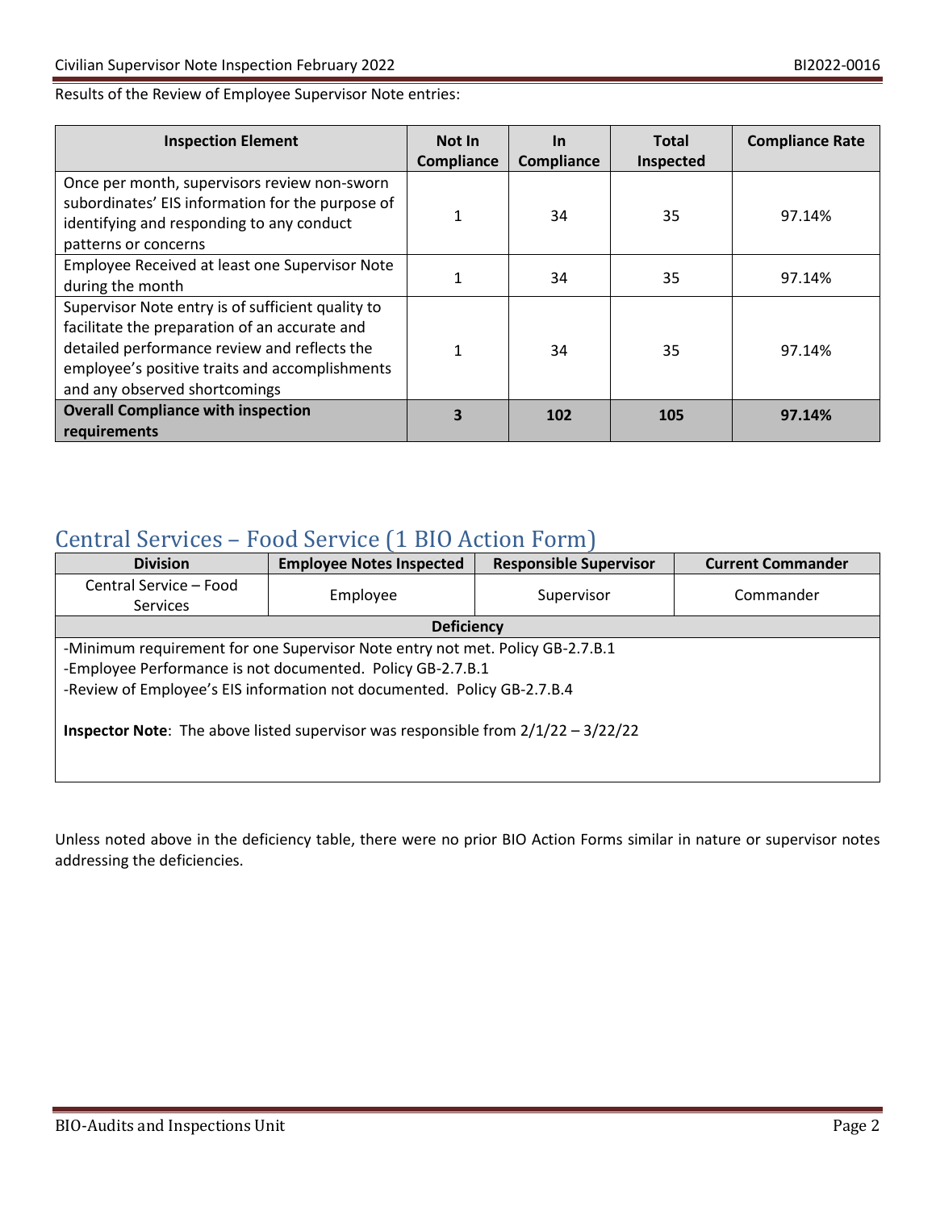Results of the Review of Employee Supervisor Note entries:

| Inspection Element | Not In Compliance | In Compliance | Total Inspected | Compliance Rate |
|---|---|---|---|---|
| Once per month, supervisors review non-sworn subordinates' EIS information for the purpose of identifying and responding to any conduct patterns or concerns | 1 | 34 | 35 | 97.14% |
| Employee Received at least one Supervisor Note during the month | 1 | 34 | 35 | 97.14% |
| Supervisor Note entry is of sufficient quality to facilitate the preparation of an accurate and detailed performance review and reflects the employee's positive traits and accomplishments and any observed shortcomings | 1 | 34 | 35 | 97.14% |
| **Overall Compliance with inspection requirements** | **3** | **102** | **105** | **97.14%** |

## Central Services – Food Service (1 BIO Action Form)

| Division | Employee Notes Inspected | Responsible Supervisor | Current Commander |
|---|---|---|---|
| Central Service – Food Services | Employee | Supervisor | Commander |
| **Deficiency** | | | |
| -Minimum requirement for one Supervisor Note entry not met. Policy GB-2.7.B.1<br>-Employee Performance is not documented. Policy GB-2.7.B.1<br>-Review of Employee's EIS information not documented. Policy GB-2.7.B.4<br><br>**Inspector Note**: The above listed supervisor was responsible from 2/1/22 – 3/22/22 | | | |

Unless noted above in the deficiency table, there were no prior BIO Action Forms similar in nature or supervisor notes addressing the deficiencies.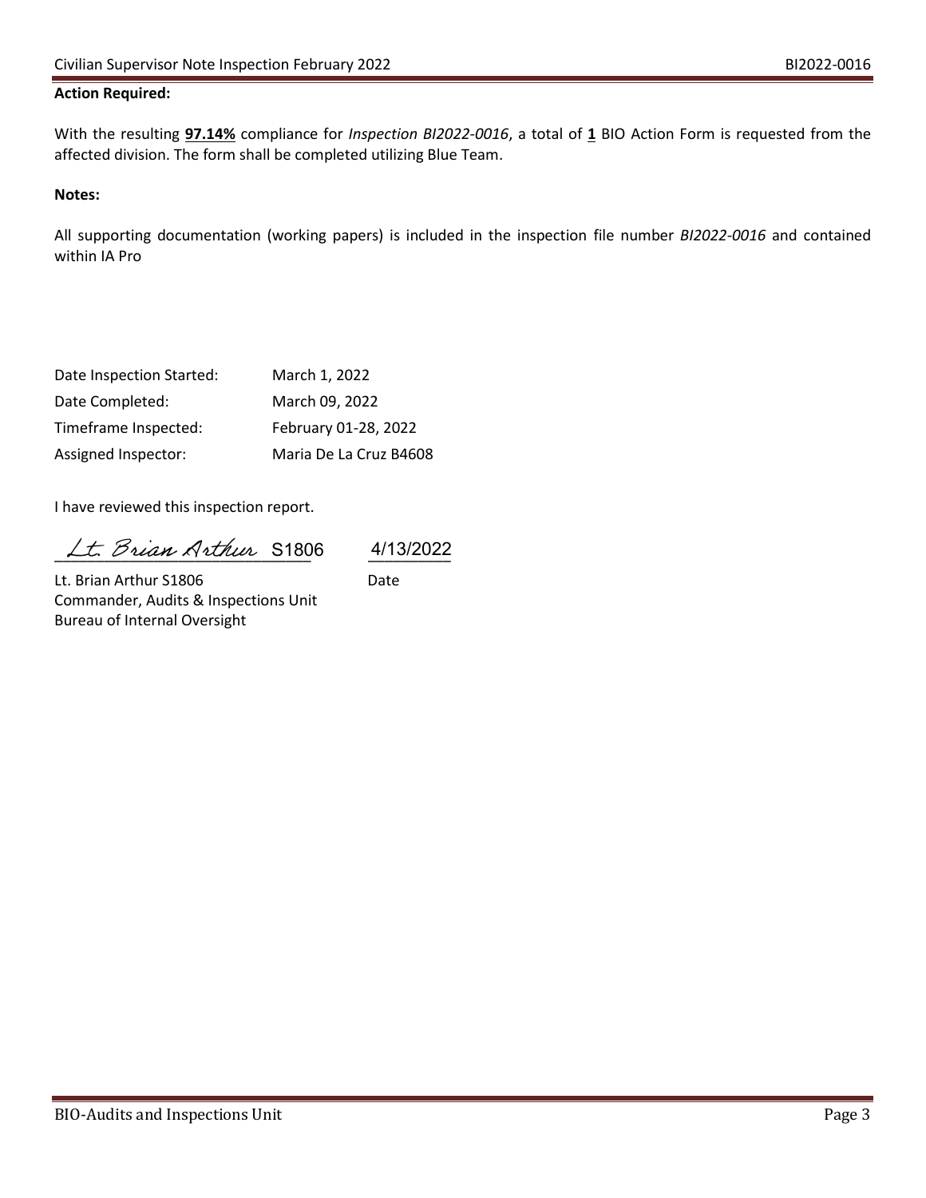**Action Required:**

With the resulting **97.14%** compliance for *Inspection BI2022-0016*, a total of **1** BIO Action Form is requested from the affected division. The form shall be completed utilizing Blue Team.

**Notes:**

All supporting documentation (working papers) is included in the inspection file number *BI2022-0016* and contained within IA Pro

| | |
|---|---|
| Date Inspection Started: | March 1, 2022 |
| Date Completed: | March 09, 2022 |
| Timeframe Inspected: | February 01-28, 2022 |
| Assigned Inspector: | Maria De La Cruz B4608 |

I have reviewed this inspection report.

Lt. Brian Arthur S1806 &nbsp;&nbsp;&nbsp; 4/13/2022

Lt. Brian Arthur S1806 &nbsp;&nbsp;&nbsp; Date
Commander, Audits & Inspections Unit
Bureau of Internal Oversight